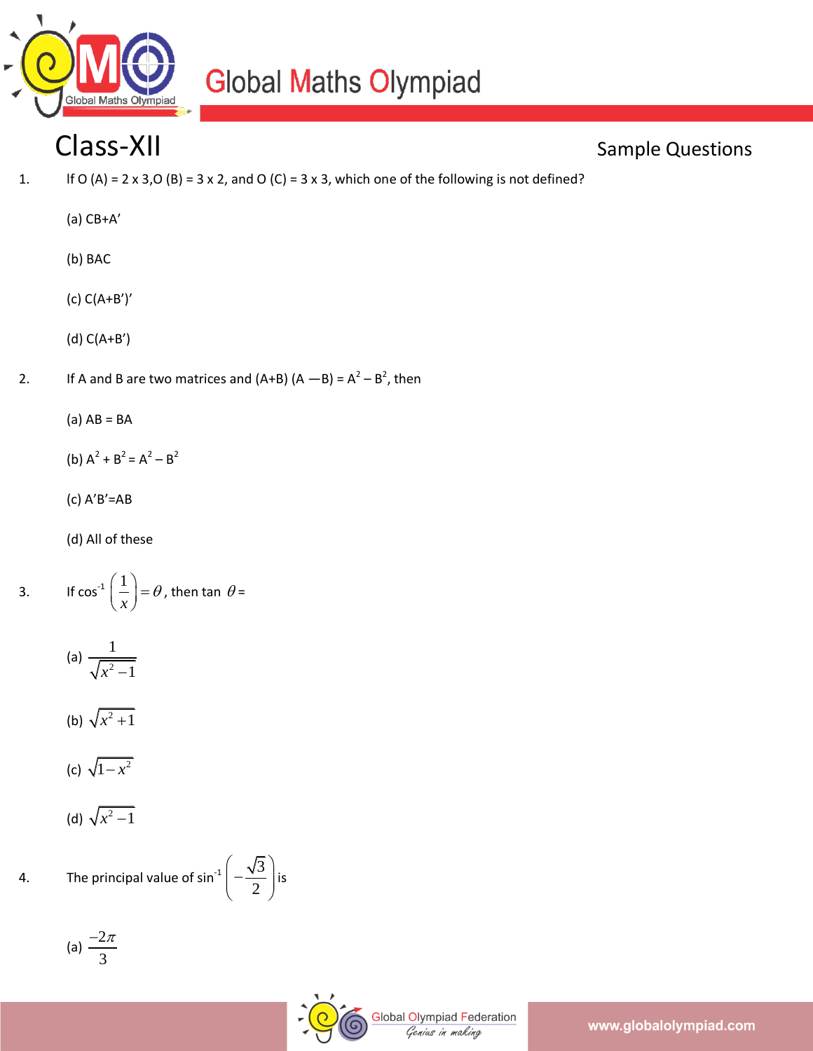# Global Maths Olympiad

## Class-XII

Sample Questions

1. If O (A) = 2 x 3,O (B) = 3 x 2, and O (C) = 3 x 3, which one of the following is not defined?

   (a) CB+A’

   (b) BAC

   (c) C(A+B’)’

   (d) C(A+B’)

2. If A and B are two matrices and (A+B) (A —B) = $A^2 - B^2$, then

   (a) AB = BA

   (b) $A^2 + B^2 = A^2 - B^2$

   (c) A’B’=AB

   (d) All of these

3. If $\cos^{-1}\left(\frac{1}{x}\right) = \theta$, then tan $\theta$ =

   (a) $\frac{1}{\sqrt{x^2 - 1}}$

   (b) $\sqrt{x^2 + 1}$

   (c) $\sqrt{1 - x^2}$

   (d) $\sqrt{x^2 - 1}$

4. The principal value of $\sin^{-1}\left(-\frac{\sqrt{3}}{2}\right)$ is

   (a) $\frac{-2\pi}{3}$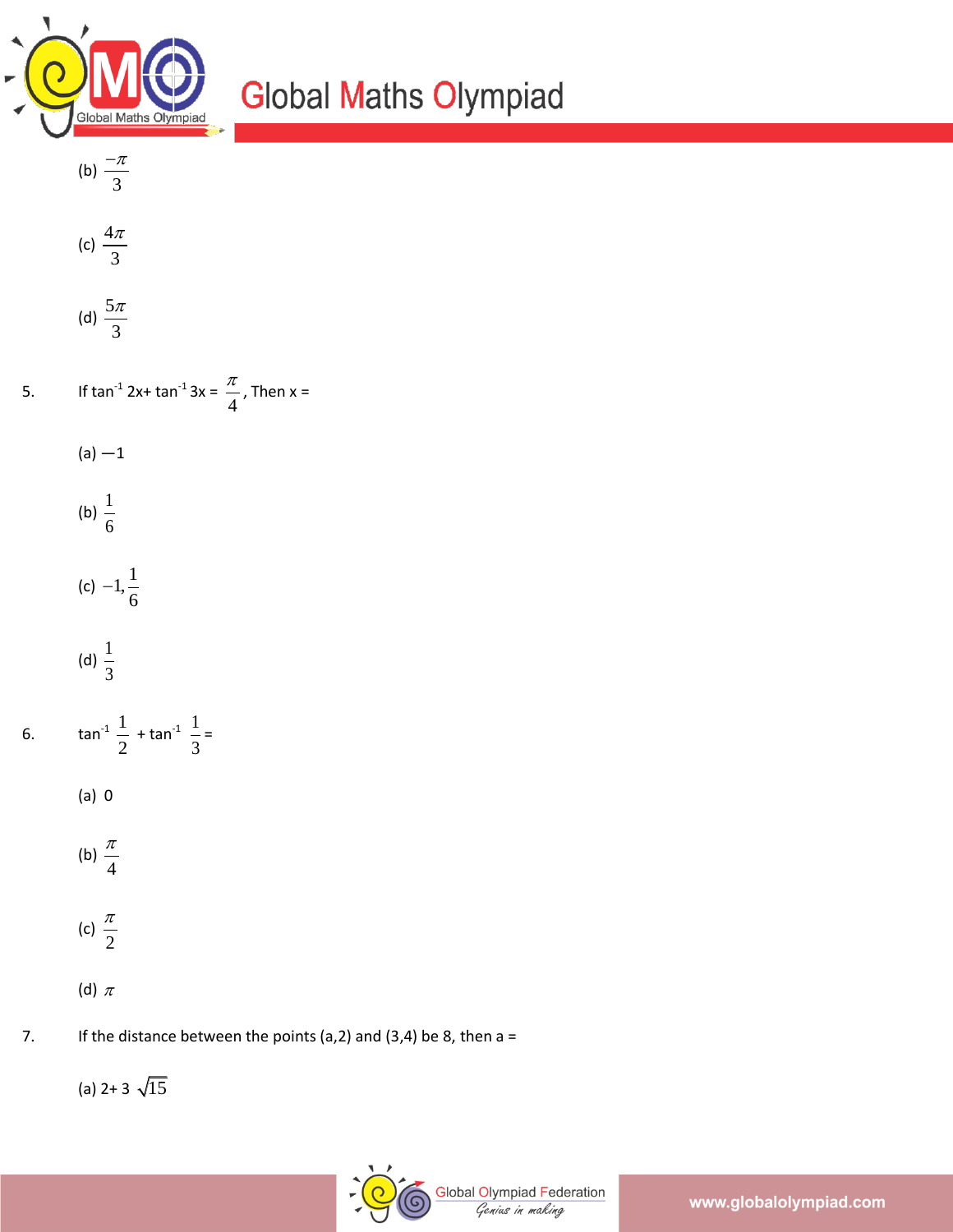(b) $\frac{-\pi}{3}$

(c) $\frac{4\pi}{3}$

(d) $\frac{5\pi}{3}$

5. If $\tan^{-1} 2x + \tan^{-1} 3x = \frac{\pi}{4}$, Then x =

(a) $-1$

(b) $\frac{1}{6}$

(c) $-1, \frac{1}{6}$

(d) $\frac{1}{3}$

6. $\tan^{-1} \frac{1}{2} + \tan^{-1} \frac{1}{3} =$

(a) 0

(b) $\frac{\pi}{4}$

(c) $\frac{\pi}{2}$

(d) $\pi$

7. If the distance between the points (a,2) and (3,4) be 8, then a =

(a) $2 + 3\sqrt{15}$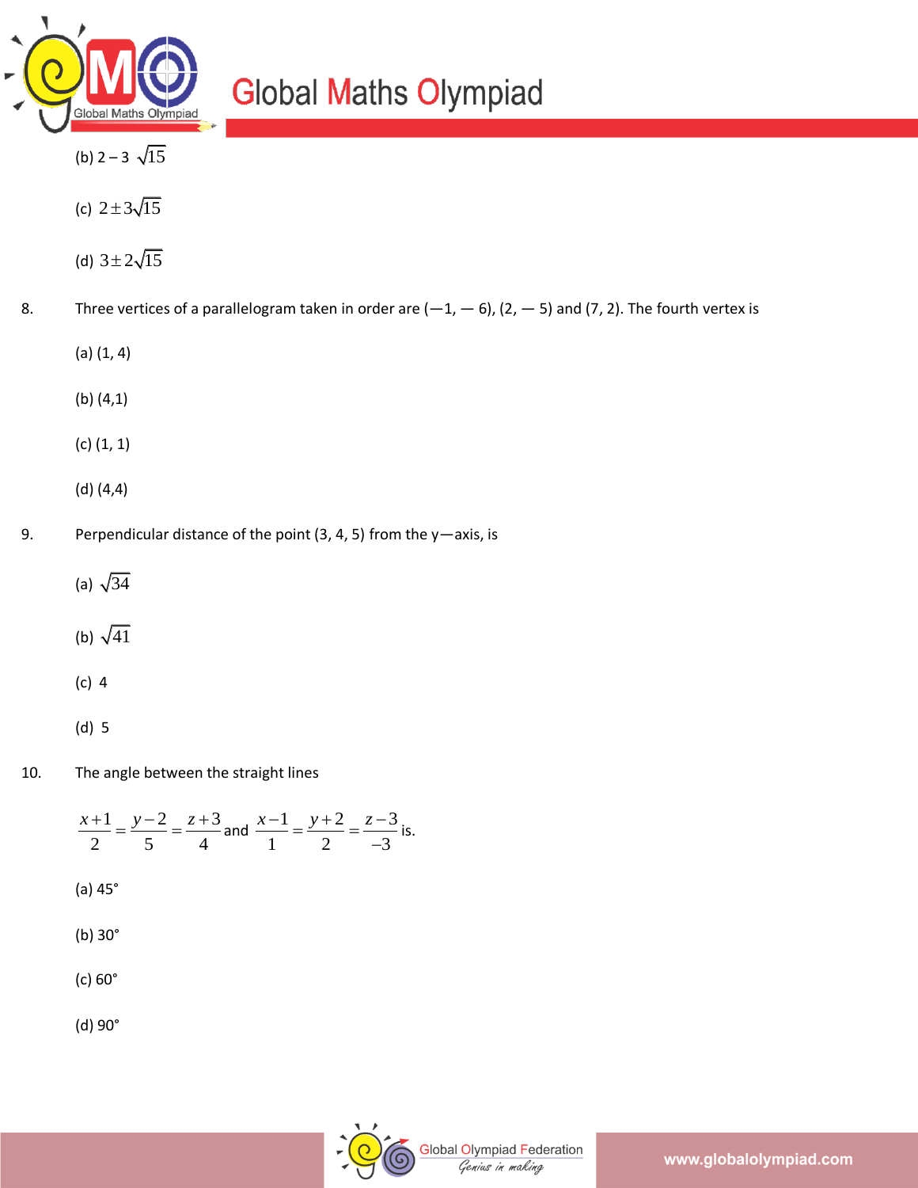(b) $2 - 3\sqrt{15}$

(c) $2 \pm 3\sqrt{15}$

(d) $3 \pm 2\sqrt{15}$

8. Three vertices of a parallelogram taken in order are (—1, — 6), (2, — 5) and (7, 2). The fourth vertex is

(a) (1, 4)

(b) (4,1)

(c) (1, 1)

(d) (4,4)

9. Perpendicular distance of the point (3, 4, 5) from the y—axis, is

(a) $\sqrt{34}$

(b) $\sqrt{41}$

(c) 4

(d) 5

10. The angle between the straight lines

$\frac{x+1}{2} = \frac{y-2}{5} = \frac{z+3}{4}$ and $\frac{x-1}{1} = \frac{y+2}{2} = \frac{z-3}{-3}$ is.

(a) 45°

(b) 30°

(c) 60°

(d) 90°